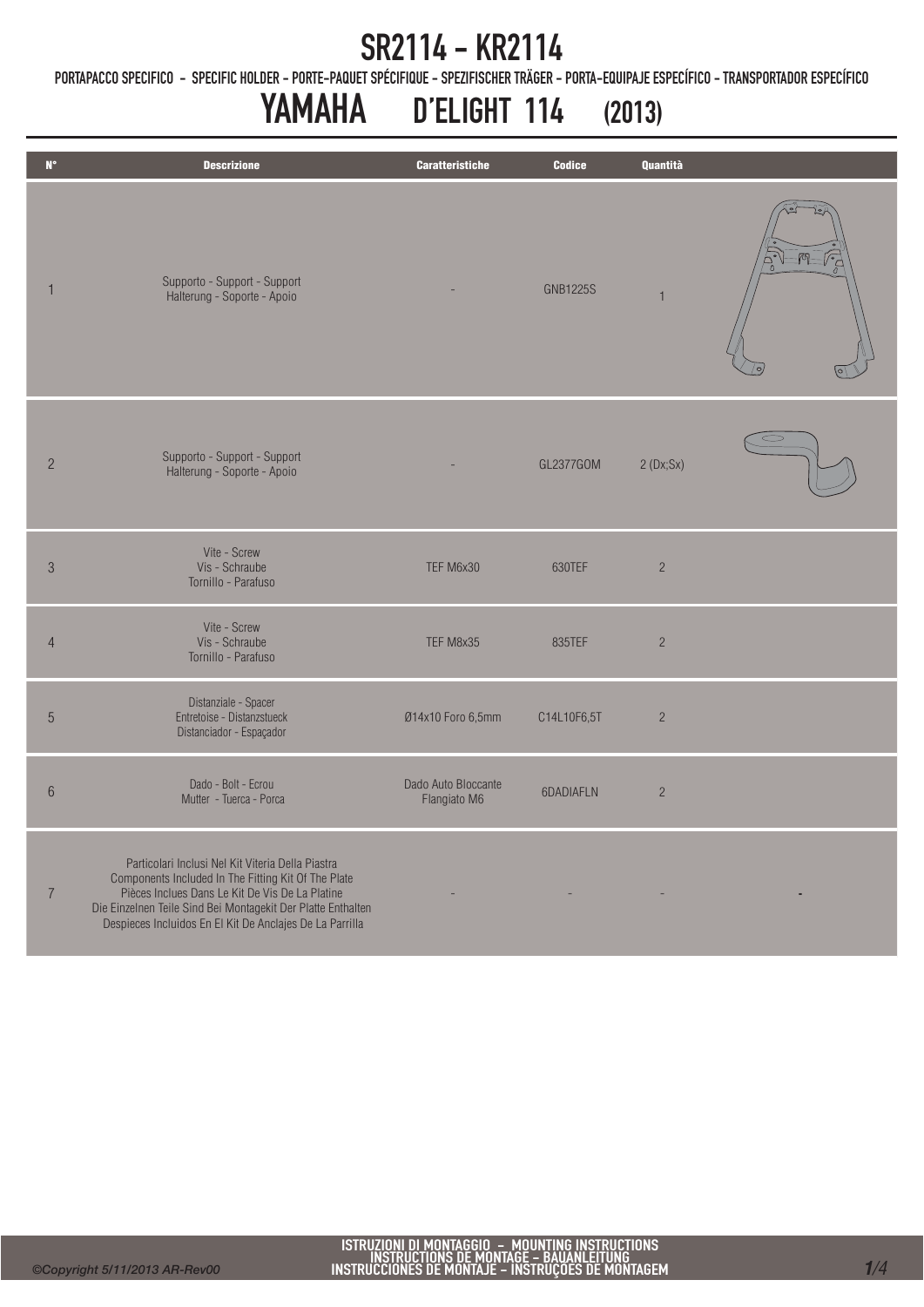# SR2114 - KR2114

PORTAPACCO SPECIFICO - SPECIFIC HOLDER - PORTE-PAQUET SPÉCIFIQUE - SPEZIFISCHER TRÄGER - PORTA-EQUIPAJE ESPECÍFICO - TRANSPORTADOR ESPECÍFICO

## YAMAHA D'ELIGHT 114 (2013)

| N° | Descrizione | Caratteristiche | Codice | Quantità | |
|---|---|---|---|---|---|
| 1 | Supporto - Support - Support<br>Halterung - Soporte - Apoio | - | GNB1225S | 1 | |
| 2 | Supporto - Support - Support<br>Halterung - Soporte - Apoio | - | GL2377GOM | 2 (Dx;Sx) | |
| 3 | Vite - Screw<br>Vis - Schraube<br>Tornillo - Parafuso | TEF M6x30 | 630TEF | 2 | |
| 4 | Vite - Screw<br>Vis - Schraube<br>Tornillo - Parafuso | TEF M8x35 | 835TEF | 2 | |
| 5 | Distanziale - Spacer<br>Entretoise - Distanzstueck<br>Distanciador - Espaçador | Ø14x10 Foro 6,5mm | C14L10F6,5T | 2 | |
| 6 | Dado - Bolt - Ecrou<br>Mutter - Tuerca - Porca | Dado Auto Bloccante Flangiato M6 | 6DADIAFLN | 2 | |
| 7 | Particolari Inclusi Nel Kit Viteria Della Piastra<br>Components Included In The Fitting Kit Of The Plate<br>Pièces Inclues Dans Le Kit De Vis De La Platine<br>Die Einzelnen Teile Sind Bei Montagekit Der Platte Enthalten<br>Despieces Incluidos En El Kit De Anclajes De La Parrilla | - | - | - | - |

ISTRUZIONI DI MONTAGGIO - MOUNTING INSTRUCTIONS
INSTRUCTIONS DE MONTAGE - BAUANLEITUNG
INSTRUCCIONES DE MONTAJE - INSTRUÇOES DE MONTAGEM

©Copyright 5/11/2013 AR-Rev00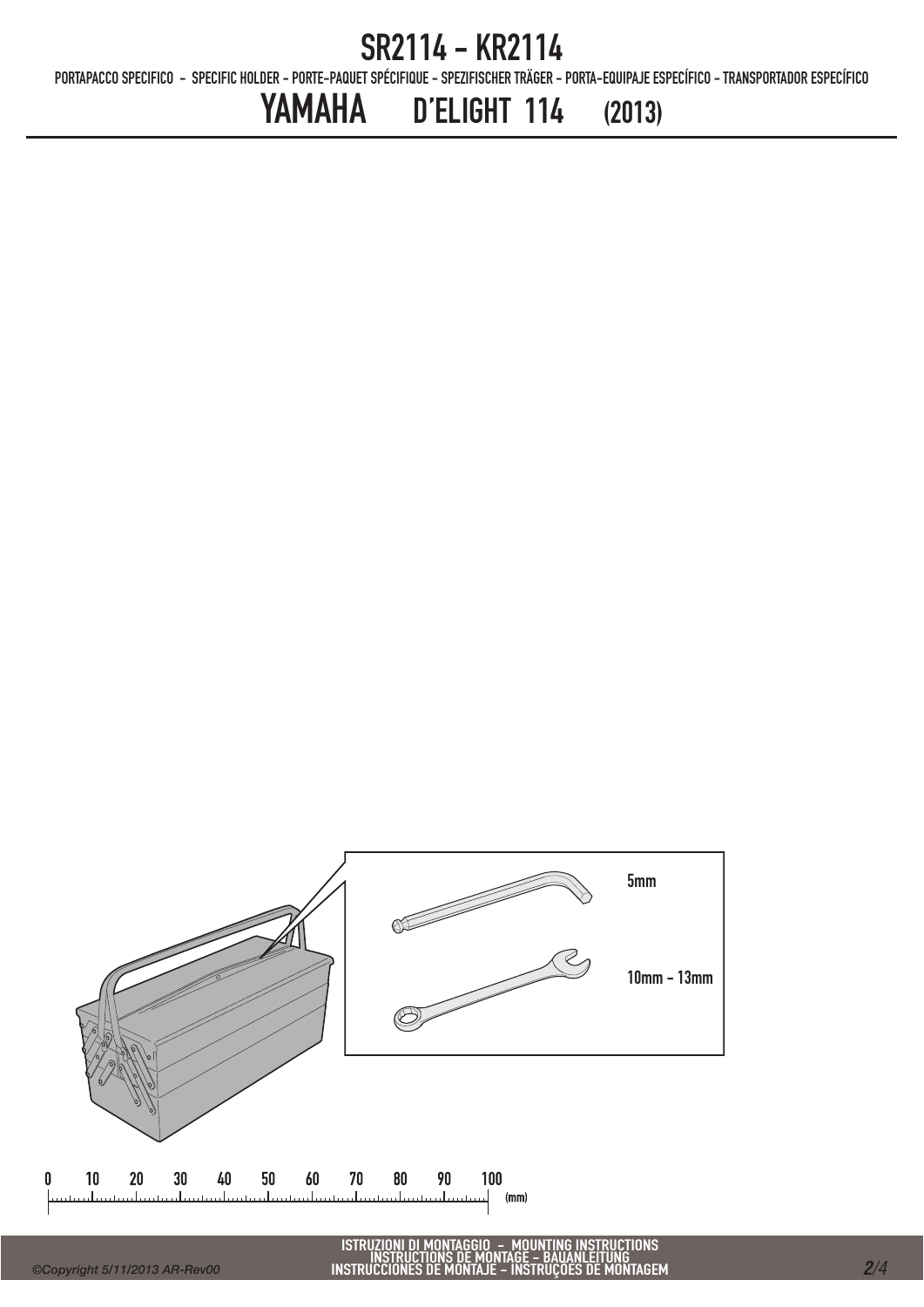# SR2114 - KR2114

PORTAPACCO SPECIFICO - SPECIFIC HOLDER - PORTE-PAQUET SPÉCIFIQUE - SPEZIFISCHER TRÄGER - PORTA-EQUIPAJE ESPECÍFICO - TRANSPORTADOR ESPECÍFICO

## YAMAHA D'ELIGHT 114 (2013)

5mm

10mm - 13mm

0 10 20 30 40 50 60 70 80 90 100 (mm)

ISTRUZIONI DI MONTAGGIO - MOUNTING INSTRUCTIONS
INSTRUCTIONS DE MONTAGE - BAUANLEITUNG
INSTRUCCIONES DE MONTAJE - INSTRUÇÕES DE MONTAGEM

©Copyright 5/11/2013 AR-Rev00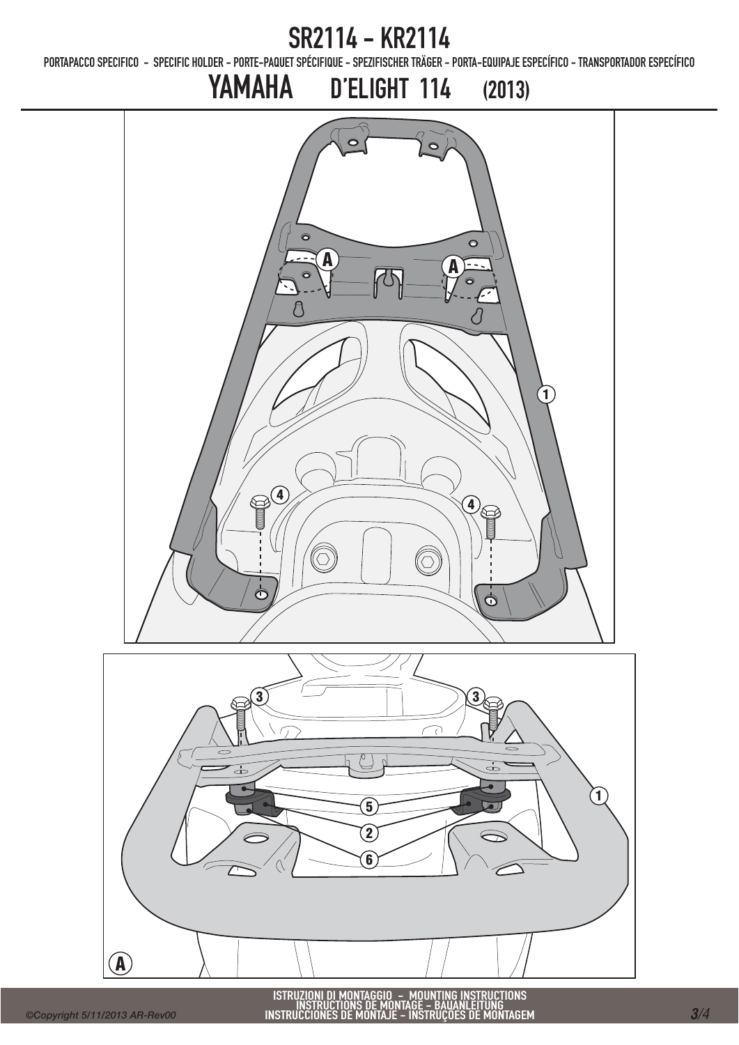# SR2114 - KR2114

PORTAPACCO SPECIFICO - SPECIFIC HOLDER - PORTE-PAQUET SPÉCIFIQUE - SPEZIFISCHER TRÄGER - PORTA-EQUIPAJE ESPECÍFICO - TRANSPORTADOR ESPECÍFICO

## YAMAHA D'ELIGHT 114 (2013)

ISTRUZIONI DI MONTAGGIO - MOUNTING INSTRUCTIONS
INSTRUCTIONS DE MONTAGE - BAUANLEITUNG
INSTRUCCIONES DE MONTAJE - INSTRUÇÕES DE MONTAGEM

©Copyright 5/11/2013 AR-Rev00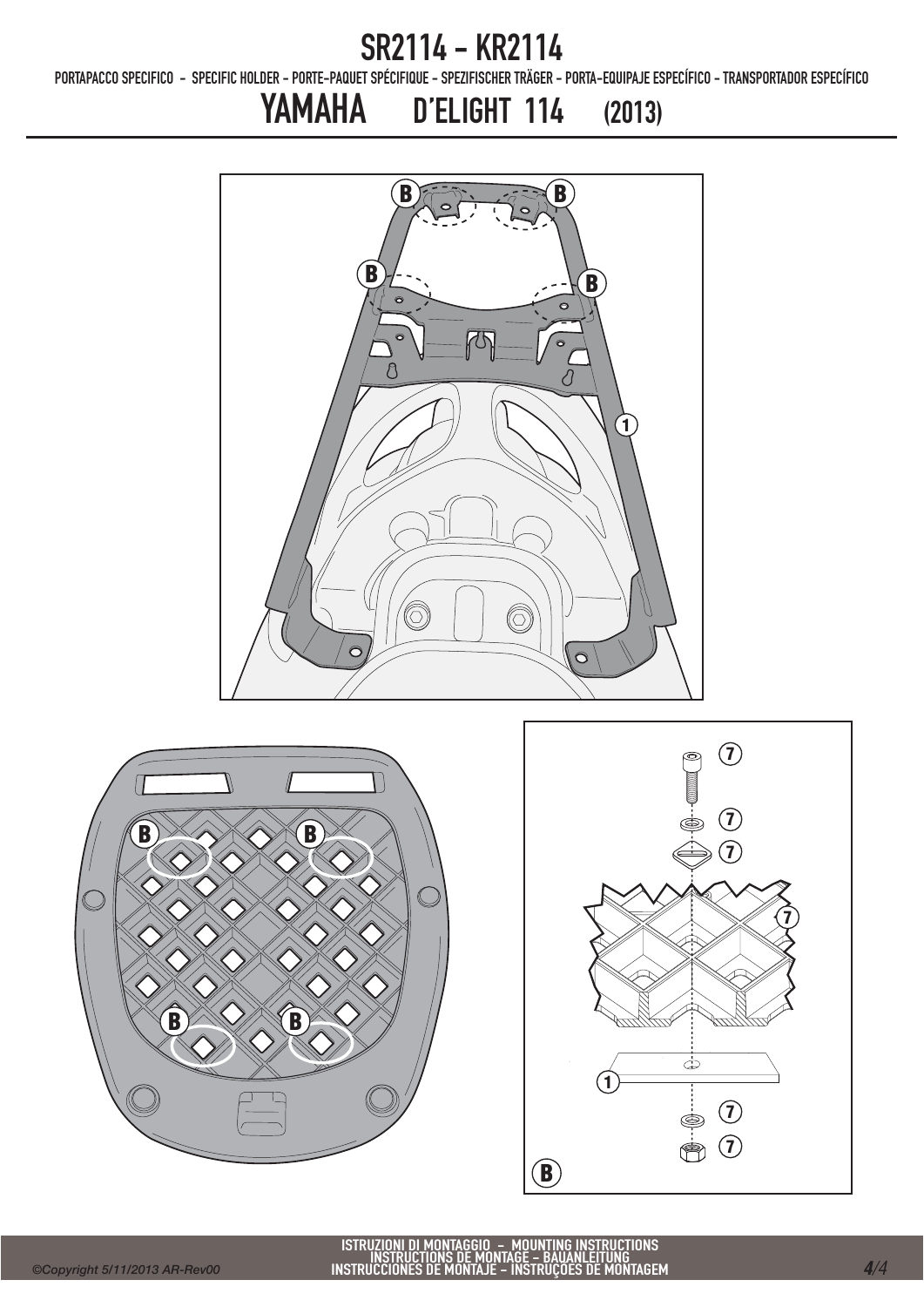# SR2114 - KR2114

PORTAPACCO SPECIFICO - SPECIFIC HOLDER - PORTE-PAQUET SPÉCIFIQUE - SPEZIFISCHER TRÄGER - PORTA-EQUIPAJE ESPECÍFICO - TRANSPORTADOR ESPECÍFICO

## YAMAHA D'ELIGHT 114 (2013)

B B B B 1

B B B B

7 7 7 7 1 7 7 B

ISTRUZIONI DI MONTAGGIO - MOUNTING INSTRUCTIONS
INSTRUCTIONS DE MONTAGE - BAUANLEITUNG
INSTRUCCIONES DE MONTAJE - INSTRUÇOES DE MONTAGEM

©Copyright 5/11/2013 AR-Rev00